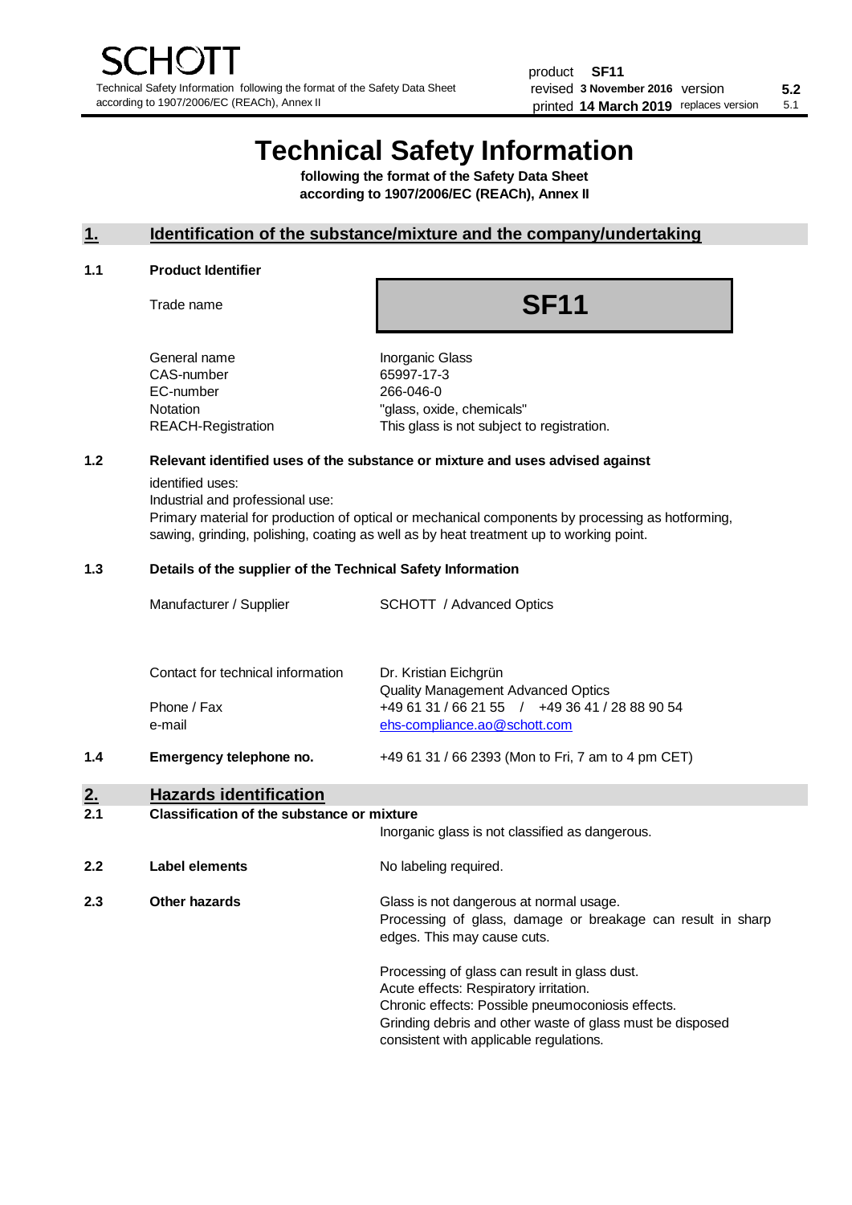# Technical Safety Information

**following the format of the Safety Data Sheet according to 1907/2006/EC (REACh), Annex II**

## 1. Identification of the substance/mixture and the company/undertaking

### 1.1 Product Identifier

| | |
|---|---|
| Trade name | **SF11** |
| General name | Inorganic Glass |
| CAS-number | 65997-17-3 |
| EC-number | 266-046-0 |
| Notation | "glass, oxide, chemicals" |
| REACH-Registration | This glass is not subject to registration. |

### 1.2 Relevant identified uses of the substance or mixture and uses advised against

identified uses:
Industrial and professional use:
Primary material for production of optical or mechanical components by processing as hotforming, sawing, grinding, polishing, coating as well as by heat treatment up to working point.

### 1.3 Details of the supplier of the Technical Safety Information

| | |
|---|---|
| Manufacturer / Supplier | SCHOTT / Advanced Optics |
| Contact for technical information | Dr. Kristian Eichgrün<br>Quality Management Advanced Optics |
| Phone / Fax | +49 61 31 / 66 21 55 / +49 36 41 / 28 88 90 54 |
| e-mail | ehs-compliance.ao@schott.com |

### 1.4 Emergency telephone no.

+49 61 31 / 66 2393 (Mon to Fri, 7 am to 4 pm CET)

## 2. Hazards identification

### 2.1 Classification of the substance or mixture

Inorganic glass is not classified as dangerous.

### 2.2 Label elements

No labeling required.

### 2.3 Other hazards

Glass is not dangerous at normal usage.
Processing of glass, damage or breakage can result in sharp edges. This may cause cuts.

Processing of glass can result in glass dust.
Acute effects: Respiratory irritation.
Chronic effects: Possible pneumoconiosis effects.
Grinding debris and other waste of glass must be disposed consistent with applicable regulations.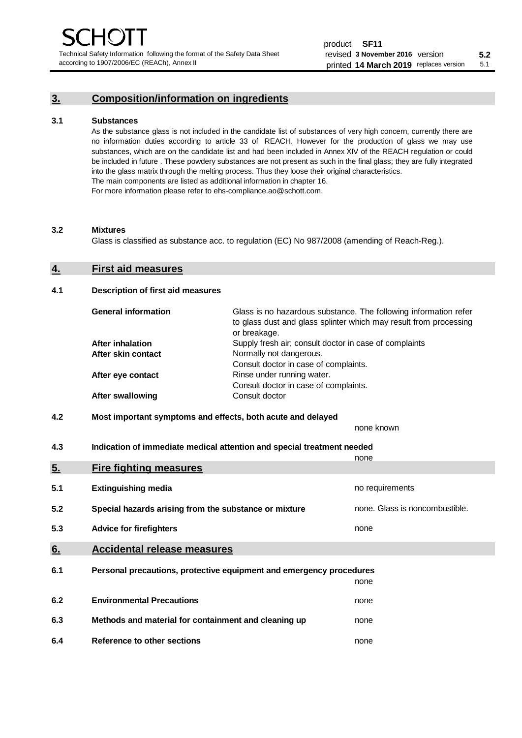## 3. Composition/information on ingredients

### 3.1 Substances

As the substance glass is not included in the candidate list of substances of very high concern, currently there are no information duties according to article 33 of REACH. However for the production of glass we may use substances, which are on the candidate list and had been included in Annex XIV of the REACH regulation or could be included in future . These powdery substances are not present as such in the final glass; they are fully integrated into the glass matrix through the melting process. Thus they loose their original characteristics.
The main components are listed as additional information in chapter 16.
For more information please refer to ehs-compliance.ao@schott.com.

### 3.2 Mixtures

Glass is classified as substance acc. to regulation (EC) No 987/2008 (amending of Reach-Reg.).

## 4. First aid measures

### 4.1 Description of first aid measures

| | |
|---|---|
| **General information** | Glass is no hazardous substance. The following information refer to glass dust and glass splinter which may result from processing or breakage. |
| **After inhalation** | Supply fresh air; consult doctor in case of complaints |
| **After skin contact** | Normally not dangerous. Consult doctor in case of complaints. |
| **After eye contact** | Rinse under running water. Consult doctor in case of complaints. |
| **After swallowing** | Consult doctor |

### 4.2 Most important symptoms and effects, both acute and delayed

none known

### 4.3 Indication of immediate medical attention and special treatment needed

none

## 5. Fire fighting measures

| | | |
|---|---|---|
| 5.1 | **Extinguishing media** | no requirements |
| 5.2 | **Special hazards arising from the substance or mixture** | none. Glass is noncombustible. |
| 5.3 | **Advice for firefighters** | none |

## 6. Accidental release measures

| | | |
|---|---|---|
| 6.1 | **Personal precautions, protective equipment and emergency procedures** | none |
| 6.2 | **Environmental Precautions** | none |
| 6.3 | **Methods and material for containment and cleaning up** | none |
| 6.4 | **Reference to other sections** | none |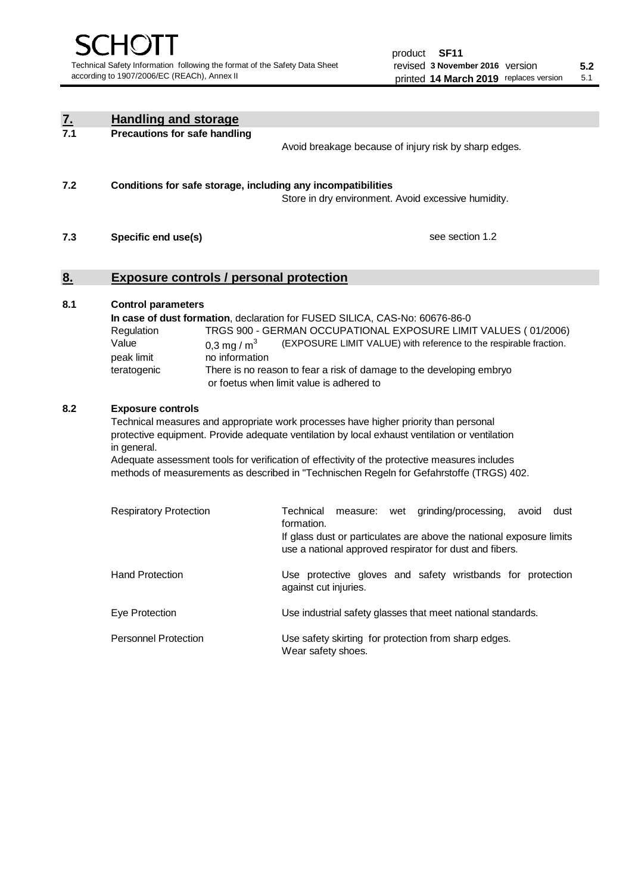## 7. Handling and storage

**7.1 Precautions for safe handling**

Avoid breakage because of injury risk by sharp edges.

**7.2 Conditions for safe storage, including any incompatibilities**

Store in dry environment. Avoid excessive humidity.

**7.3 Specific end use(s)**

see section 1.2

## 8. Exposure controls / personal protection

**8.1 Control parameters**

**In case of dust formation**, declaration for FUSED SILICA, CAS-No: 60676-86-0

| | |
|---|---|
| Regulation | TRGS 900 - GERMAN OCCUPATIONAL EXPOSURE LIMIT VALUES ( 01/2006) |
| Value | 0,3 mg / $m^3$ (EXPOSURE LIMIT VALUE) with reference to the respirable fraction. |
| peak limit | no information |
| teratogenic | There is no reason to fear a risk of damage to the developing embryo or foetus when limit value is adhered to |

**8.2 Exposure controls**

Technical measures and appropriate work processes have higher priority than personal protective equipment. Provide adequate ventilation by local exhaust ventilation or ventilation in general.

Adequate assessment tools for verification of effectivity of the protective measures includes methods of measurements as described in "Technischen Regeln for Gefahrstoffe (TRGS) 402.

| | |
|---|---|
| Respiratory Protection | Technical measure: wet grinding/processing, avoid dust formation. If glass dust or particulates are above the national exposure limits use a national approved respirator for dust and fibers. |
| Hand Protection | Use protective gloves and safety wristbands for protection against cut injuries. |
| Eye Protection | Use industrial safety glasses that meet national standards. |
| Personnel Protection | Use safety skirting for protection from sharp edges. Wear safety shoes. |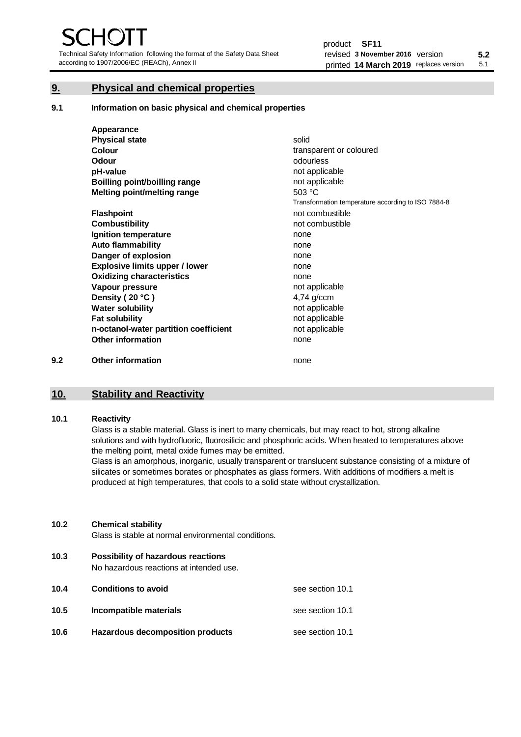## 9. Physical and chemical properties

### 9.1 Information on basic physical and chemical properties

| | |
|---|---|
| **Appearance** | |
| **Physical state** | solid |
| **Colour** | transparent or coloured |
| **Odour** | odourless |
| **pH-value** | not applicable |
| **Boilling point/boilling range** | not applicable |
| **Melting point/melting range** | 503 °C<br>Transformation temperature according to ISO 7884-8 |
| **Flashpoint** | not combustible |
| **Combustibility** | not combustible |
| **Ignition temperature** | none |
| **Auto flammability** | none |
| **Danger of explosion** | none |
| **Explosive limits upper / lower** | none |
| **Oxidizing characteristics** | none |
| **Vapour pressure** | not applicable |
| **Density ( 20 °C )** | 4,74 g/ccm |
| **Water solubility** | not applicable |
| **Fat solubility** | not applicable |
| **n-octanol-water partition coefficient** | not applicable |
| **Other information** | none |

### 9.2 Other information

none

## 10. Stability and Reactivity

### 10.1 Reactivity

Glass is a stable material. Glass is inert to many chemicals, but may react to hot, strong alkaline solutions and with hydrofluoric, fluorosilicic and phosphoric acids. When heated to temperatures above the melting point, metal oxide fumes may be emitted.

Glass is an amorphous, inorganic, usually transparent or translucent substance consisting of a mixture of silicates or sometimes borates or phosphates as glass formers. With additions of modifiers a melt is produced at high temperatures, that cools to a solid state without crystallization.

### 10.2 Chemical stability

Glass is stable at normal environmental conditions.

### 10.3 Possibility of hazardous reactions

No hazardous reactions at intended use.

### 10.4 Conditions to avoid

see section 10.1

### 10.5 Incompatible materials

see section 10.1

### 10.6 Hazardous decomposition products

see section 10.1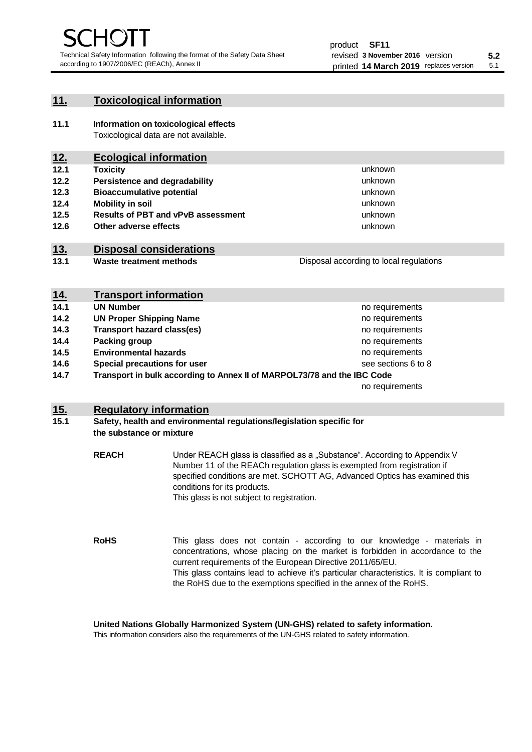## 11. Toxicological information

**11.1 Information on toxicological effects**
Toxicological data are not available.

## 12. Ecological information

| | | |
|---|---|---|
| **12.1** | **Toxicity** | unknown |
| **12.2** | **Persistence and degradability** | unknown |
| **12.3** | **Bioaccumulative potential** | unknown |
| **12.4** | **Mobility in soil** | unknown |
| **12.5** | **Results of PBT and vPvB assessment** | unknown |
| **12.6** | **Other adverse effects** | unknown |

## 13. Disposal considerations

| | | |
|---|---|---|
| **13.1** | **Waste treatment methods** | Disposal according to local regulations |

## 14. Transport information

| | | |
|---|---|---|
| **14.1** | **UN Number** | no requirements |
| **14.2** | **UN Proper Shipping Name** | no requirements |
| **14.3** | **Transport hazard class(es)** | no requirements |
| **14.4** | **Packing group** | no requirements |
| **14.5** | **Environmental hazards** | no requirements |
| **14.6** | **Special precautions for user** | see sections 6 to 8 |
| **14.7** | **Transport in bulk according to Annex II of MARPOL73/78 and the IBC Code** | no requirements |

## 15. Regulatory information

**15.1 Safety, health and environmental regulations/legislation specific for the substance or mixture**

**REACH**

Under REACH glass is classified as a „Substance". According to Appendix V Number 11 of the REACh regulation glass is exempted from registration if specified conditions are met. SCHOTT AG, Advanced Optics has examined this conditions for its products.
This glass is not subject to registration.

**RoHS**

This glass does not contain - according to our knowledge - materials in concentrations, whose placing on the market is forbidden in accordance to the current requirements of the European Directive 2011/65/EU.
This glass contains lead to achieve it's particular characteristics. It is compliant to the RoHS due to the exemptions specified in the annex of the RoHS.

**United Nations Globally Harmonized System (UN-GHS) related to safety information.**
This information considers also the requirements of the UN-GHS related to safety information.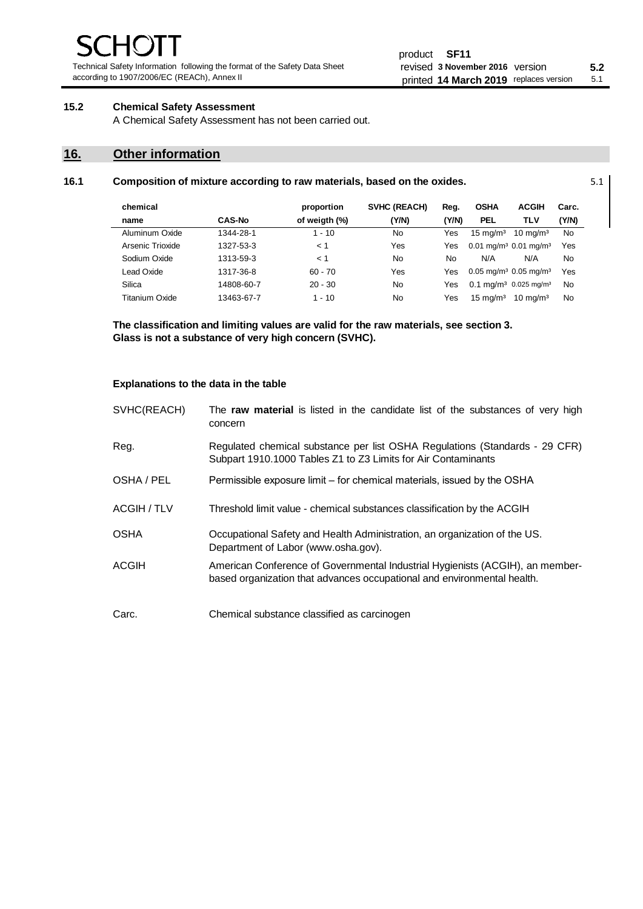### 15.2 Chemical Safety Assessment

A Chemical Safety Assessment has not been carried out.

## 16. Other information

### 16.1 Composition of mixture according to raw materials, based on the oxides.

5.1

| chemical name | CAS-No | proportion of weigth (%) | SVHC (REACH) (Y/N) | Reg. (Y/N) | OSHA PEL | ACGIH TLV | Carc. (Y/N) |
|---|---|---|---|---|---|---|---|
| Aluminum Oxide | 1344-28-1 | 1 - 10 | No | Yes | 15 mg/m³ | 10 mg/m³ | No |
| Arsenic Trioxide | 1327-53-3 | < 1 | Yes | Yes | 0.01 mg/m³ | 0.01 mg/m³ | Yes |
| Sodium Oxide | 1313-59-3 | < 1 | No | No | N/A | N/A | No |
| Lead Oxide | 1317-36-8 | 60 - 70 | Yes | Yes | 0.05 mg/m³ | 0.05 mg/m³ | Yes |
| Silica | 14808-60-7 | 20 - 30 | No | Yes | 0.1 mg/m³ | 0.025 mg/m³ | No |
| Titanium Oxide | 13463-67-7 | 1 - 10 | No | Yes | 15 mg/m³ | 10 mg/m³ | No |

**The classification and limiting values are valid for the raw materials, see section 3.**
**Glass is not a substance of very high concern (SVHC).**

**Explanations to the data in the table**

| | |
|---|---|
| SVHC(REACH) | The **raw material** is listed in the candidate list of the substances of very high concern |
| Reg. | Regulated chemical substance per list OSHA Regulations (Standards - 29 CFR) Subpart 1910.1000 Tables Z1 to Z3 Limits for Air Contaminants |
| OSHA / PEL | Permissible exposure limit – for chemical materials, issued by the OSHA |
| ACGIH / TLV | Threshold limit value - chemical substances classification by the ACGIH |
| OSHA | Occupational Safety and Health Administration, an organization of the US. Department of Labor (www.osha.gov). |
| ACGIH | American Conference of Governmental Industrial Hygienists (ACGIH), an member-based organization that advances occupational and environmental health. |
| Carc. | Chemical substance classified as carcinogen |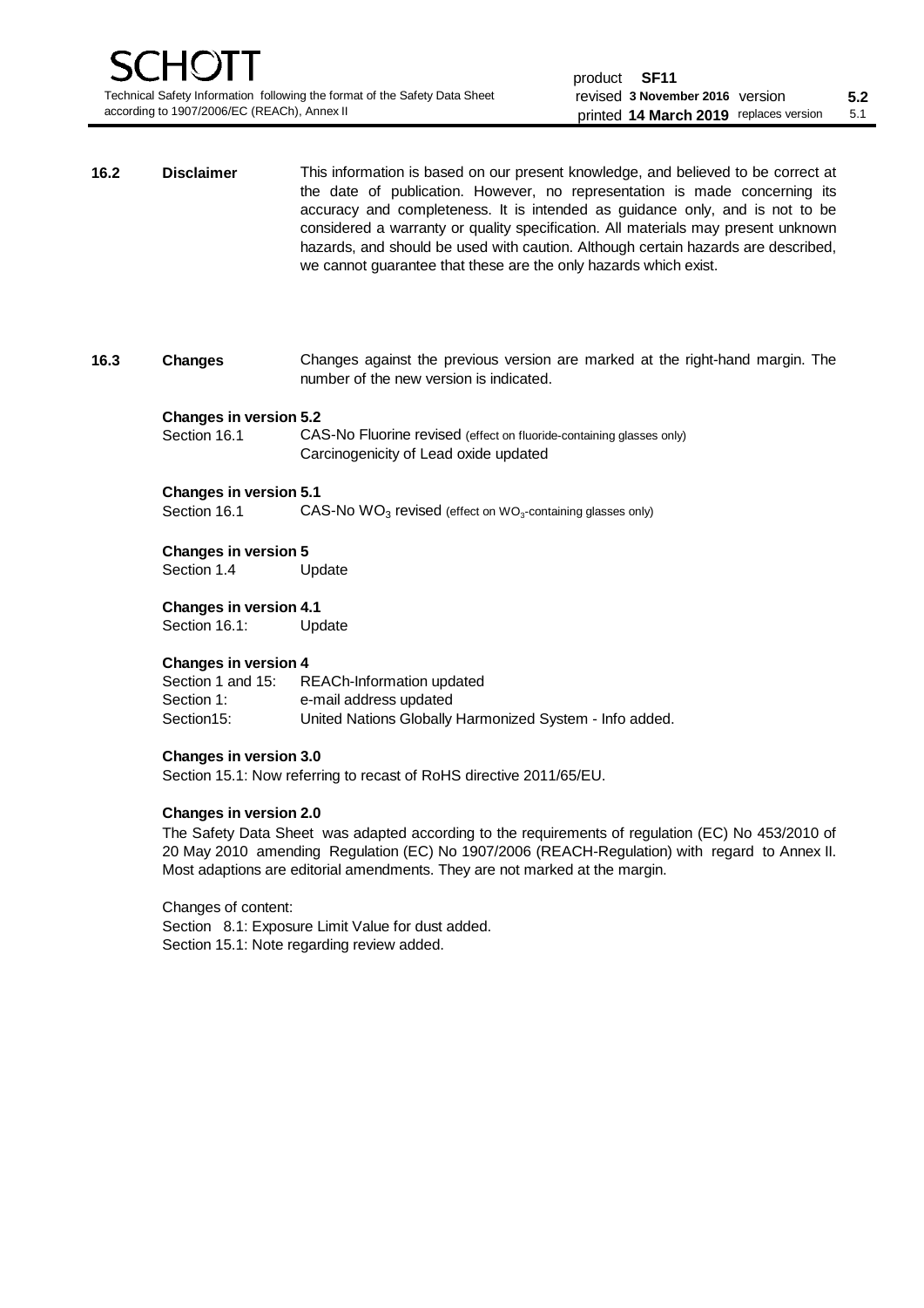## 16.2 Disclaimer

This information is based on our present knowledge, and believed to be correct at the date of publication. However, no representation is made concerning its accuracy and completeness. It is intended as guidance only, and is not to be considered a warranty or quality specification. All materials may present unknown hazards, and should be used with caution. Although certain hazards are described, we cannot guarantee that these are the only hazards which exist.

## 16.3 Changes

Changes against the previous version are marked at the right-hand margin. The number of the new version is indicated.

**Changes in version 5.2**

Section 16.1 CAS-No Fluorine revised (effect on fluoride-containing glasses only)
Carcinogenicity of Lead oxide updated

**Changes in version 5.1**

Section 16.1 CAS-No $WO_3$ revised (effect on $WO_3$-containing glasses only)

**Changes in version 5**

Section 1.4 Update

**Changes in version 4.1**

Section 16.1: Update

**Changes in version 4**

Section 1 and 15: REACh-Information updated
Section 1: e-mail address updated
Section15: United Nations Globally Harmonized System - Info added.

**Changes in version 3.0**

Section 15.1: Now referring to recast of RoHS directive 2011/65/EU.

**Changes in version 2.0**

The Safety Data Sheet was adapted according to the requirements of regulation (EC) No 453/2010 of 20 May 2010 amending Regulation (EC) No 1907/2006 (REACH-Regulation) with regard to Annex II. Most adaptions are editorial amendments. They are not marked at the margin.

Changes of content:
Section 8.1: Exposure Limit Value for dust added.
Section 15.1: Note regarding review added.